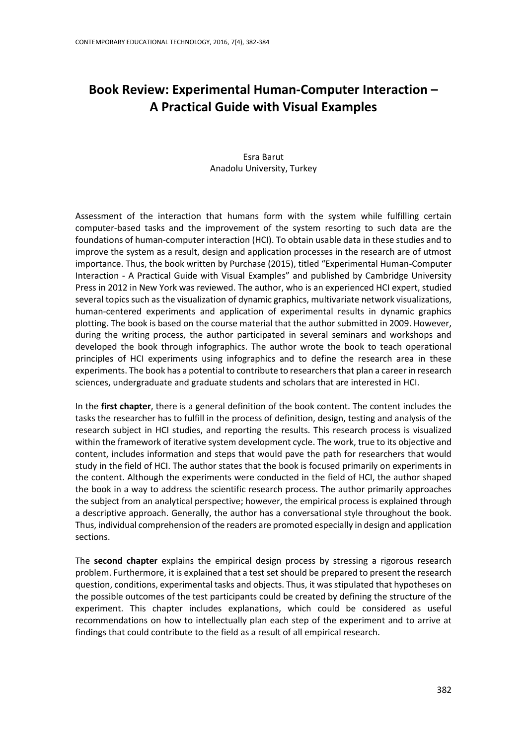# Book Review: Experimental Human-Computer Interaction – A Practical Guide with Visual Examples

Esra Barut
Anadolu University, Turkey

Assessment of the interaction that humans form with the system while fulfilling certain computer-based tasks and the improvement of the system resorting to such data are the foundations of human-computer interaction (HCI). To obtain usable data in these studies and to improve the system as a result, design and application processes in the research are of utmost importance. Thus, the book written by Purchase (2015), titled "Experimental Human-Computer Interaction - A Practical Guide with Visual Examples" and published by Cambridge University Press in 2012 in New York was reviewed. The author, who is an experienced HCI expert, studied several topics such as the visualization of dynamic graphics, multivariate network visualizations, human-centered experiments and application of experimental results in dynamic graphics plotting. The book is based on the course material that the author submitted in 2009. However, during the writing process, the author participated in several seminars and workshops and developed the book through infographics. The author wrote the book to teach operational principles of HCI experiments using infographics and to define the research area in these experiments. The book has a potential to contribute to researchers that plan a career in research sciences, undergraduate and graduate students and scholars that are interested in HCI.

In the **first chapter**, there is a general definition of the book content. The content includes the tasks the researcher has to fulfill in the process of definition, design, testing and analysis of the research subject in HCI studies, and reporting the results. This research process is visualized within the framework of iterative system development cycle. The work, true to its objective and content, includes information and steps that would pave the path for researchers that would study in the field of HCI. The author states that the book is focused primarily on experiments in the content. Although the experiments were conducted in the field of HCI, the author shaped the book in a way to address the scientific research process. The author primarily approaches the subject from an analytical perspective; however, the empirical process is explained through a descriptive approach. Generally, the author has a conversational style throughout the book. Thus, individual comprehension of the readers are promoted especially in design and application sections.

The **second chapter** explains the empirical design process by stressing a rigorous research problem. Furthermore, it is explained that a test set should be prepared to present the research question, conditions, experimental tasks and objects. Thus, it was stipulated that hypotheses on the possible outcomes of the test participants could be created by defining the structure of the experiment. This chapter includes explanations, which could be considered as useful recommendations on how to intellectually plan each step of the experiment and to arrive at findings that could contribute to the field as a result of all empirical research.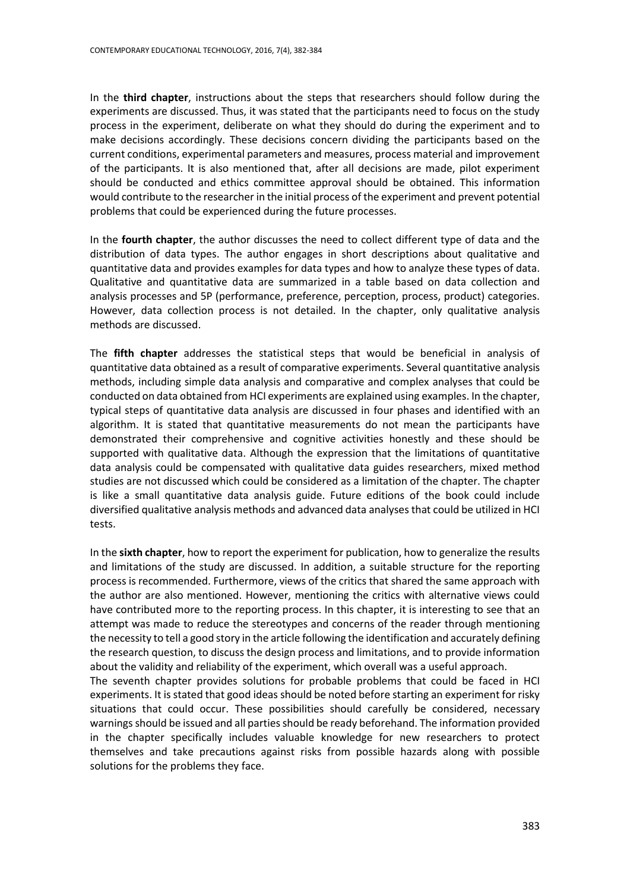In the **third chapter**, instructions about the steps that researchers should follow during the experiments are discussed. Thus, it was stated that the participants need to focus on the study process in the experiment, deliberate on what they should do during the experiment and to make decisions accordingly. These decisions concern dividing the participants based on the current conditions, experimental parameters and measures, process material and improvement of the participants. It is also mentioned that, after all decisions are made, pilot experiment should be conducted and ethics committee approval should be obtained. This information would contribute to the researcher in the initial process of the experiment and prevent potential problems that could be experienced during the future processes.

In the **fourth chapter**, the author discusses the need to collect different type of data and the distribution of data types. The author engages in short descriptions about qualitative and quantitative data and provides examples for data types and how to analyze these types of data. Qualitative and quantitative data are summarized in a table based on data collection and analysis processes and 5P (performance, preference, perception, process, product) categories. However, data collection process is not detailed. In the chapter, only qualitative analysis methods are discussed.

The **fifth chapter** addresses the statistical steps that would be beneficial in analysis of quantitative data obtained as a result of comparative experiments. Several quantitative analysis methods, including simple data analysis and comparative and complex analyses that could be conducted on data obtained from HCI experiments are explained using examples. In the chapter, typical steps of quantitative data analysis are discussed in four phases and identified with an algorithm. It is stated that quantitative measurements do not mean the participants have demonstrated their comprehensive and cognitive activities honestly and these should be supported with qualitative data. Although the expression that the limitations of quantitative data analysis could be compensated with qualitative data guides researchers, mixed method studies are not discussed which could be considered as a limitation of the chapter. The chapter is like a small quantitative data analysis guide. Future editions of the book could include diversified qualitative analysis methods and advanced data analyses that could be utilized in HCI tests.

In the **sixth chapter**, how to report the experiment for publication, how to generalize the results and limitations of the study are discussed. In addition, a suitable structure for the reporting process is recommended. Furthermore, views of the critics that shared the same approach with the author are also mentioned. However, mentioning the critics with alternative views could have contributed more to the reporting process. In this chapter, it is interesting to see that an attempt was made to reduce the stereotypes and concerns of the reader through mentioning the necessity to tell a good story in the article following the identification and accurately defining the research question, to discuss the design process and limitations, and to provide information about the validity and reliability of the experiment, which overall was a useful approach.

The seventh chapter provides solutions for probable problems that could be faced in HCI experiments. It is stated that good ideas should be noted before starting an experiment for risky situations that could occur. These possibilities should carefully be considered, necessary warnings should be issued and all parties should be ready beforehand. The information provided in the chapter specifically includes valuable knowledge for new researchers to protect themselves and take precautions against risks from possible hazards along with possible solutions for the problems they face.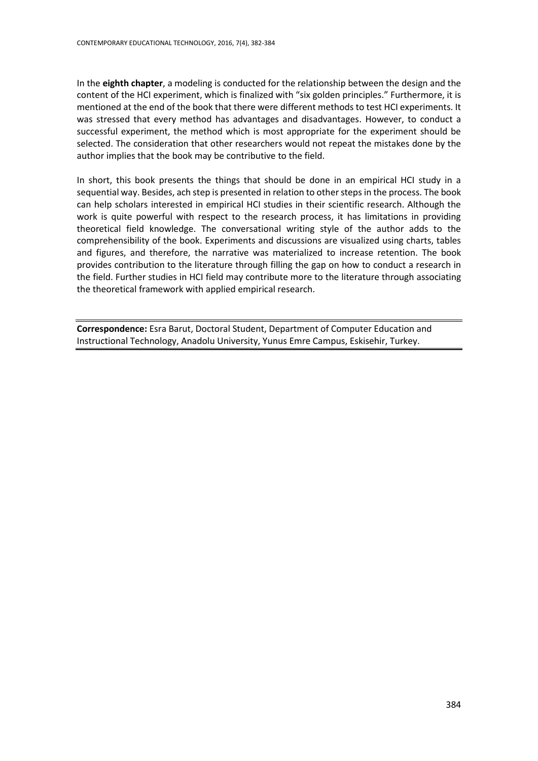In the **eighth chapter**, a modeling is conducted for the relationship between the design and the content of the HCI experiment, which is finalized with "six golden principles." Furthermore, it is mentioned at the end of the book that there were different methods to test HCI experiments. It was stressed that every method has advantages and disadvantages. However, to conduct a successful experiment, the method which is most appropriate for the experiment should be selected. The consideration that other researchers would not repeat the mistakes done by the author implies that the book may be contributive to the field.

In short, this book presents the things that should be done in an empirical HCI study in a sequential way. Besides, ach step is presented in relation to other steps in the process. The book can help scholars interested in empirical HCI studies in their scientific research. Although the work is quite powerful with respect to the research process, it has limitations in providing theoretical field knowledge. The conversational writing style of the author adds to the comprehensibility of the book. Experiments and discussions are visualized using charts, tables and figures, and therefore, the narrative was materialized to increase retention. The book provides contribution to the literature through filling the gap on how to conduct a research in the field. Further studies in HCI field may contribute more to the literature through associating the theoretical framework with applied empirical research.

---

**Correspondence:** Esra Barut, Doctoral Student, Department of Computer Education and Instructional Technology, Anadolu University, Yunus Emre Campus, Eskisehir, Turkey.